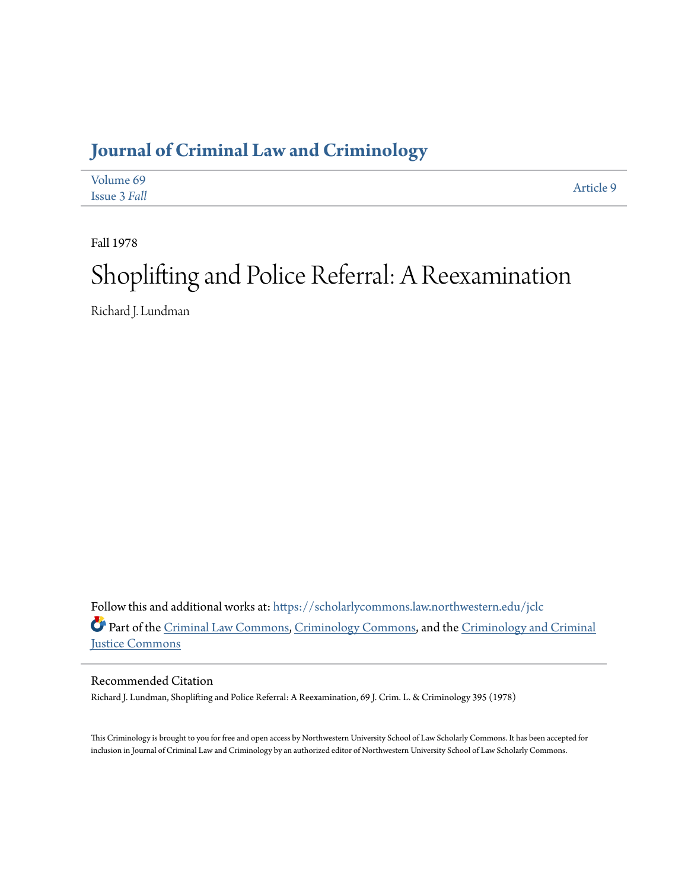# Journal of Criminal Law and Criminology

Volume 69
Issue 3 *Fall*

Article 9

Fall 1978

# Shoplifting and Police Referral: A Reexamination

Richard J. Lundman

Follow this and additional works at: https://scholarlycommons.law.northwestern.edu/jclc

Part of the Criminal Law Commons, Criminology Commons, and the Criminology and Criminal Justice Commons

## Recommended Citation

Richard J. Lundman, Shoplifting and Police Referral: A Reexamination, 69 J. Crim. L. & Criminology 395 (1978)

This Criminology is brought to you for free and open access by Northwestern University School of Law Scholarly Commons. It has been accepted for inclusion in Journal of Criminal Law and Criminology by an authorized editor of Northwestern University School of Law Scholarly Commons.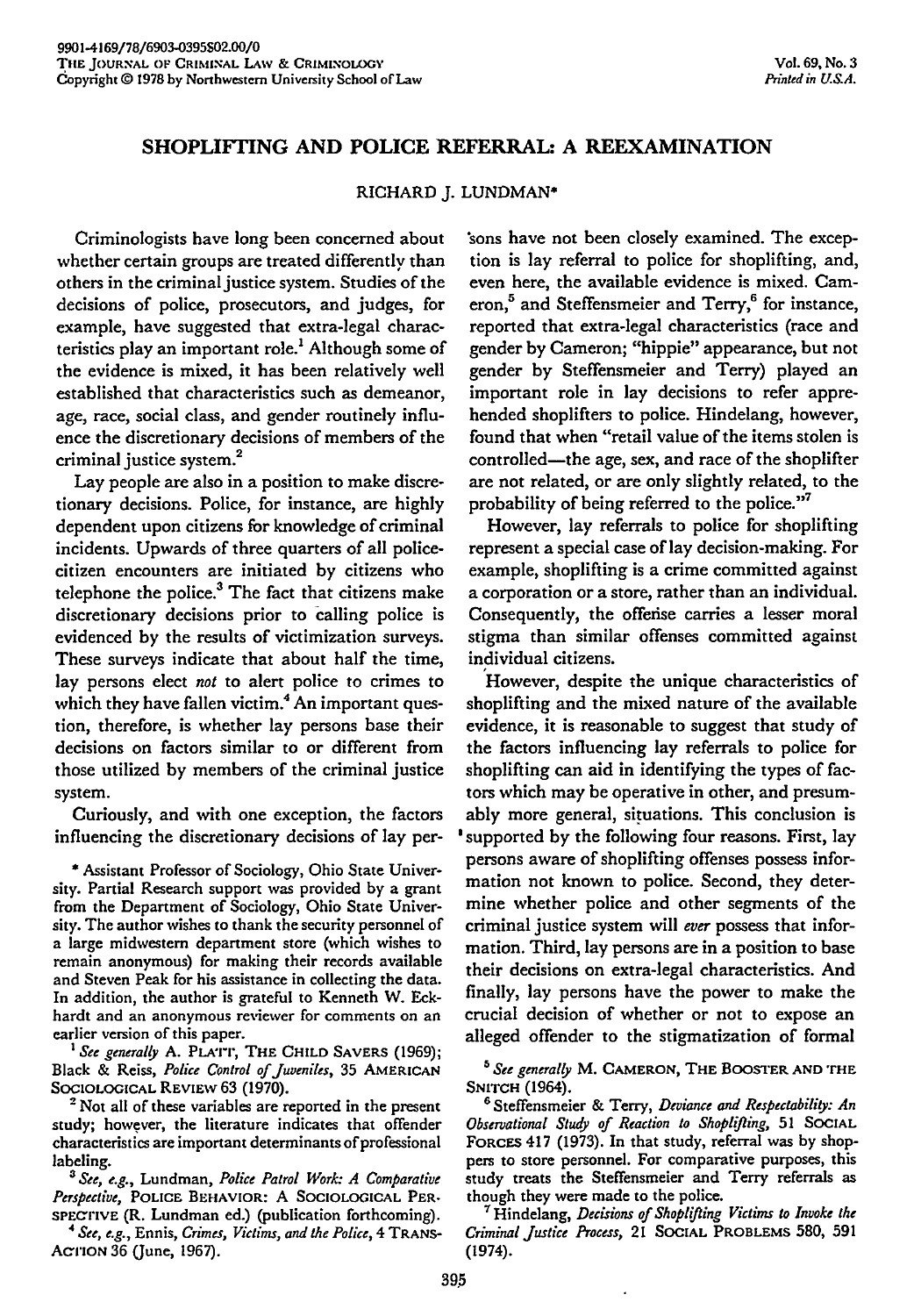# SHOPLIFTING AND POLICE REFERRAL: A REEXAMINATION

RICHARD J. LUNDMAN*

Criminologists have long been concerned about whether certain groups are treated differently than others in the criminal justice system. Studies of the decisions of police, prosecutors, and judges, for example, have suggested that extra-legal characteristics play an important role.[1] Although some of the evidence is mixed, it has been relatively well established that characteristics such as demeanor, age, race, social class, and gender routinely influence the discretionary decisions of members of the criminal justice system.[2]

Lay people are also in a position to make discretionary decisions. Police, for instance, are highly dependent upon citizens for knowledge of criminal incidents. Upwards of three quarters of all police-citizen encounters are initiated by citizens who telephone the police.[3] The fact that citizens make discretionary decisions prior to calling police is evidenced by the results of victimization surveys. These surveys indicate that about half the time, lay persons elect *not* to alert police to crimes to which they have fallen victim.[4] An important question, therefore, is whether lay persons base their decisions on factors similar to or different from those utilized by members of the criminal justice system.

Curiously, and with one exception, the factors influencing the discretionary decisions of lay persons have not been closely examined. The exception is lay referral to police for shoplifting, and, even here, the available evidence is mixed. Cameron,[5] and Steffensmeier and Terry,[6] for instance, reported that extra-legal characteristics (race and gender by Cameron; "hippie" appearance, but not gender by Steffensmeier and Terry) played an important role in lay decisions to refer apprehended shoplifters to police. Hindelang, however, found that when "retail value of the items stolen is controlled—the age, sex, and race of the shoplifter are not related, or are only slightly related, to the probability of being referred to the police."[7]

However, lay referrals to police for shoplifting represent a special case of lay decision-making. For example, shoplifting is a crime committed against a corporation or a store, rather than an individual. Consequently, the offense carries a lesser moral stigma than similar offenses committed against individual citizens.

However, despite the unique characteristics of shoplifting and the mixed nature of the available evidence, it is reasonable to suggest that study of the factors influencing lay referrals to police for shoplifting can aid in identifying the types of factors which may be operative in other, and presumably more general, situations. This conclusion is supported by the following four reasons. First, lay persons aware of shoplifting offenses possess information not known to police. Second, they determine whether police and other segments of the criminal justice system will *ever* possess that information. Third, lay persons are in a position to base their decisions on extra-legal characteristics. And finally, lay persons have the power to make the crucial decision of whether or not to expose an alleged offender to the stigmatization of formal

---

* Assistant Professor of Sociology, Ohio State University. Partial Research support was provided by a grant from the Department of Sociology, Ohio State University. The author wishes to thank the security personnel of a large midwestern department store (which wishes to remain anonymous) for making their records available and Steven Peak for his assistance in collecting the data. In addition, the author is grateful to Kenneth W. Eckhardt and an anonymous reviewer for comments on an earlier version of this paper.

[1] *See generally* A. PLATT, THE CHILD SAVERS (1969); Black & Reiss, *Police Control of Juveniles*, 35 AMERICAN SOCIOLOGICAL REVIEW 63 (1970).

[2] Not all of these variables are reported in the present study; however, the literature indicates that offender characteristics are important determinants of professional labeling.

[3] *See, e.g.*, Lundman, *Police Patrol Work: A Comparative Perspective*, POLICE BEHAVIOR: A SOCIOLOGICAL PERSPECTIVE (R. Lundman ed.) (publication forthcoming).

[4] *See, e.g.*, Ennis, *Crimes, Victims, and the Police*, 4 TRANS-ACTION 36 (June, 1967).

[5] *See generally* M. CAMERON, THE BOOSTER AND THE SNITCH (1964).

[6] Steffensmeier & Terry, *Deviance and Respectability: An Observational Study of Reaction to Shoplifting*, 51 SOCIAL FORCES 417 (1973). In that study, referral was by shoppers to store personnel. For comparative purposes, this study treats the Steffensmeier and Terry referrals as though they were made to the police.

[7] Hindelang, *Decisions of Shoplifting Victims to Invoke the Criminal Justice Process*, 21 SOCIAL PROBLEMS 580, 591 (1974).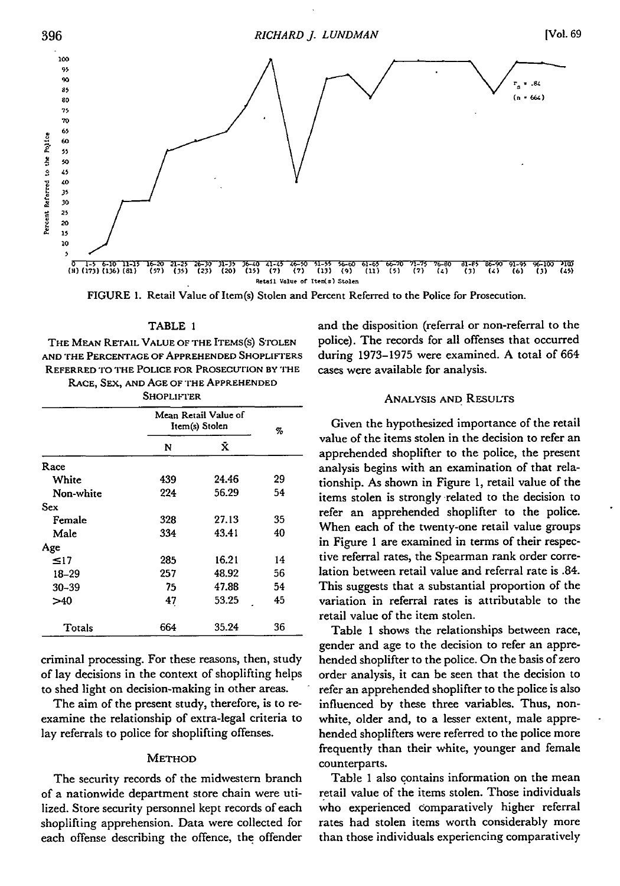FIGURE 1. Retail Value of Item(s) Stolen and Percent Referred to the Police for Prosecution.

TABLE 1

THE MEAN RETAIL VALUE OF THE ITEMS(S) STOLEN AND THE PERCENTAGE OF APPREHENDED SHOPLIFTERS REFERRED TO THE POLICE FOR PROSECUTION BY THE RACE, SEX, AND AGE OF THE APPREHENDED SHOPLIFTER

| | Mean Retail Value of Item(s) Stolen | | % |
|---|---|---|---|
| | N | $\bar{X}$ | |
| Race | | | |
| White | 439 | 24.46 | 29 |
| Non-white | 224 | 56.29 | 54 |
| Sex | | | |
| Female | 328 | 27.13 | 35 |
| Male | 334 | 43.41 | 40 |
| Age | | | |
| ≤17 | 285 | 16.21 | 14 |
| 18–29 | 257 | 48.92 | 56 |
| 30–39 | 75 | 47.88 | 54 |
| >40 | 47 | 53.25 | 45 |
| Totals | 664 | 35.24 | 36 |

criminal processing. For these reasons, then, study of lay decisions in the context of shoplifting helps to shed light on decision-making in other areas.

The aim of the present study, therefore, is to re-examine the relationship of extra-legal criteria to lay referrals to police for shoplifting offenses.

## METHOD

The security records of the midwestern branch of a nationwide department store chain were utilized. Store security personnel kept records of each shoplifting apprehension. Data were collected for each offense describing the offence, the offender and the disposition (referral or non-referral to the police). The records for all offenses that occurred during 1973–1975 were examined. A total of 664 cases were available for analysis.

## ANALYSIS AND RESULTS

Given the hypothesized importance of the retail value of the items stolen in the decision to refer an apprehended shoplifter to the police, the present analysis begins with an examination of that relationship. As shown in Figure 1, retail value of the items stolen is strongly related to the decision to refer an apprehended shoplifter to the police. When each of the twenty-one retail value groups in Figure 1 are examined in terms of their respective referral rates, the Spearman rank order correlation between retail value and referral rate is .84. This suggests that a substantial proportion of the variation in referral rates is attributable to the retail value of the item stolen.

Table 1 shows the relationships between race, gender and age to the decision to refer an apprehended shoplifter to the police. On the basis of zero order analysis, it can be seen that the decision to refer an apprehended shoplifter to the police is also influenced by these three variables. Thus, non-white, older and, to a lesser extent, male apprehended shoplifters were referred to the police more frequently than their white, younger and female counterparts.

Table 1 also contains information on the mean retail value of the items stolen. Those individuals who experienced comparatively higher referral rates had stolen items worth considerably more than those individuals experiencing comparatively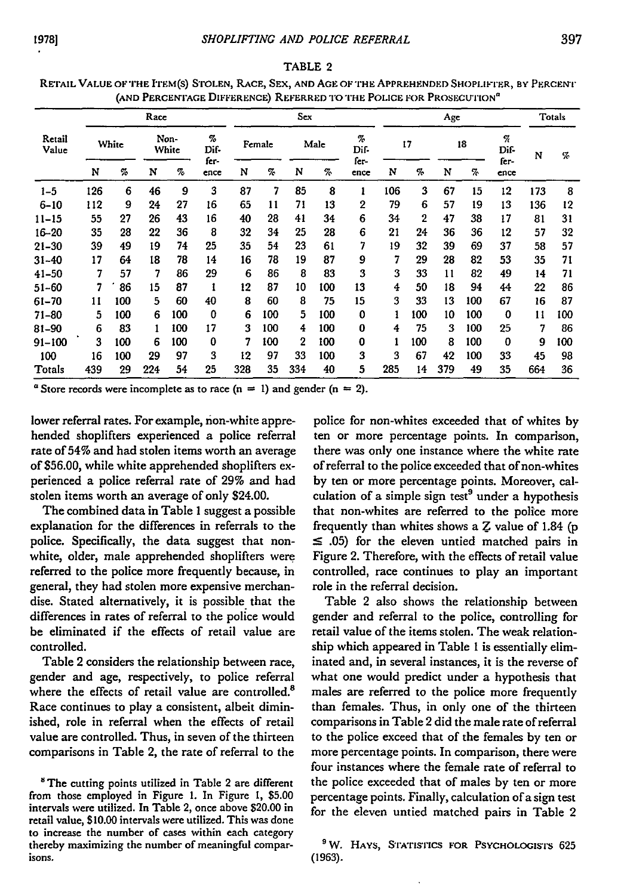TABLE 2

RETAIL VALUE OF THE ITEM(S) STOLEN, RACE, SEX, AND AGE OF THE APPREHENDED SHOPLIFTER, BY PERCENT (AND PERCENTAGE DIFFERENCE) REFERRED TO THE POLICE FOR PROSECUTION[a]

| Retail Value | Race | | | | | Sex | | | | | Age | | | | | Totals | |
|---|---|---|---|---|---|---|---|---|---|---|---|---|---|---|---|---|---|
| | White | | Non-White | | % Difference | Female | | Male | | % Difference | 17 | | 18 | | % Difference | N | % |
| | N | % | N | % | | N | % | N | % | | N | % | N | % | | | |
| 1–5 | 126 | 6 | 46 | 9 | 3 | 87 | 7 | 85 | 8 | 1 | 106 | 3 | 67 | 15 | 12 | 173 | 8 |
| 6–10 | 112 | 9 | 24 | 27 | 16 | 65 | 11 | 71 | 13 | 2 | 79 | 6 | 57 | 19 | 13 | 136 | 12 |
| 11–15 | 55 | 27 | 26 | 43 | 16 | 40 | 28 | 41 | 34 | 6 | 34 | 2 | 47 | 38 | 17 | 81 | 31 |
| 16–20 | 35 | 28 | 22 | 36 | 8 | 32 | 34 | 25 | 28 | 6 | 21 | 24 | 36 | 36 | 12 | 57 | 32 |
| 21–30 | 39 | 49 | 19 | 74 | 25 | 35 | 54 | 23 | 61 | 7 | 19 | 32 | 39 | 69 | 37 | 58 | 57 |
| 31–40 | 17 | 64 | 18 | 78 | 14 | 16 | 78 | 19 | 87 | 9 | 7 | 29 | 28 | 82 | 53 | 35 | 71 |
| 41–50 | 7 | 57 | 7 | 86 | 29 | 6 | 86 | 8 | 83 | 3 | 3 | 33 | 11 | 82 | 49 | 14 | 71 |
| 51–60 | 7 | 86 | 15 | 87 | 1 | 12 | 87 | 10 | 100 | 13 | 4 | 50 | 18 | 94 | 44 | 22 | 86 |
| 61–70 | 11 | 100 | 5 | 60 | 40 | 8 | 60 | 8 | 75 | 15 | 3 | 33 | 13 | 100 | 67 | 16 | 87 |
| 71–80 | 5 | 100 | 6 | 100 | 0 | 6 | 100 | 5 | 100 | 0 | 1 | 100 | 10 | 100 | 0 | 11 | 100 |
| 81–90 | 6 | 83 | 1 | 100 | 17 | 3 | 100 | 4 | 100 | 0 | 4 | 75 | 3 | 100 | 25 | 7 | 86 |
| 91–100 | 3 | 100 | 6 | 100 | 0 | 7 | 100 | 2 | 100 | 0 | 1 | 100 | 8 | 100 | 0 | 9 | 100 |
| 100 | 16 | 100 | 29 | 97 | 3 | 12 | 97 | 33 | 100 | 3 | 3 | 67 | 42 | 100 | 33 | 45 | 98 |
| Totals | 439 | 29 | 224 | 54 | 25 | 328 | 35 | 334 | 40 | 5 | 285 | 14 | 379 | 49 | 35 | 664 | 36 |

[a] Store records were incomplete as to race (n = 1) and gender (n = 2).

lower referral rates. For example, non-white apprehended shoplifters experienced a police referral rate of 54% and had stolen items worth an average of $56.00, while white apprehended shoplifters experienced a police referral rate of 29% and had stolen items worth an average of only $24.00.

The combined data in Table 1 suggest a possible explanation for the differences in referrals to the police. Specifically, the data suggest that non-white, older, male apprehended shoplifters were referred to the police more frequently because, in general, they had stolen more expensive merchandise. Stated alternatively, it is possible that the differences in rates of referral to the police would be eliminated if the effects of retail value are controlled.

Table 2 considers the relationship between race, gender and age, respectively, to police referral where the effects of retail value are controlled.[8] Race continues to play a consistent, albeit diminished, role in referral when the effects of retail value are controlled. Thus, in seven of the thirteen comparisons in Table 2, the rate of referral to the police for non-whites exceeded that of whites by ten or more percentage points. In comparison, there was only one instance where the white rate of referral to the police exceeded that of non-whites by ten or more percentage points. Moreover, calculation of a simple sign test[9] under a hypothesis that non-whites are referred to the police more frequently than whites shows a $Z$ value of 1.84 ($p \leq .05$) for the eleven untied matched pairs in Figure 2. Therefore, with the effects of retail value controlled, race continues to play an important role in the referral decision.

Table 2 also shows the relationship between gender and referral to the police, controlling for retail value of the items stolen. The weak relationship which appeared in Table 1 is essentially eliminated and, in several instances, it is the reverse of what one would predict under a hypothesis that males are referred to the police more frequently than females. Thus, in only one of the thirteen comparisons in Table 2 did the male rate of referral to the police exceed that of the females by ten or more percentage points. In comparison, there were four instances where the female rate of referral to the police exceeded that of males by ten or more percentage points. Finally, calculation of a sign test for the eleven untied matched pairs in Table 2

[8] The cutting points utilized in Table 2 are different from those employed in Figure 1. In Figure 1, $5.00 intervals were utilized. In Table 2, once above $20.00 in retail value, $10.00 intervals were utilized. This was done to increase the number of cases within each category thereby maximizing the number of meaningful comparisons.

[9] W. HAYS, STATISTICS FOR PSYCHOLOGISTS 625 (1963).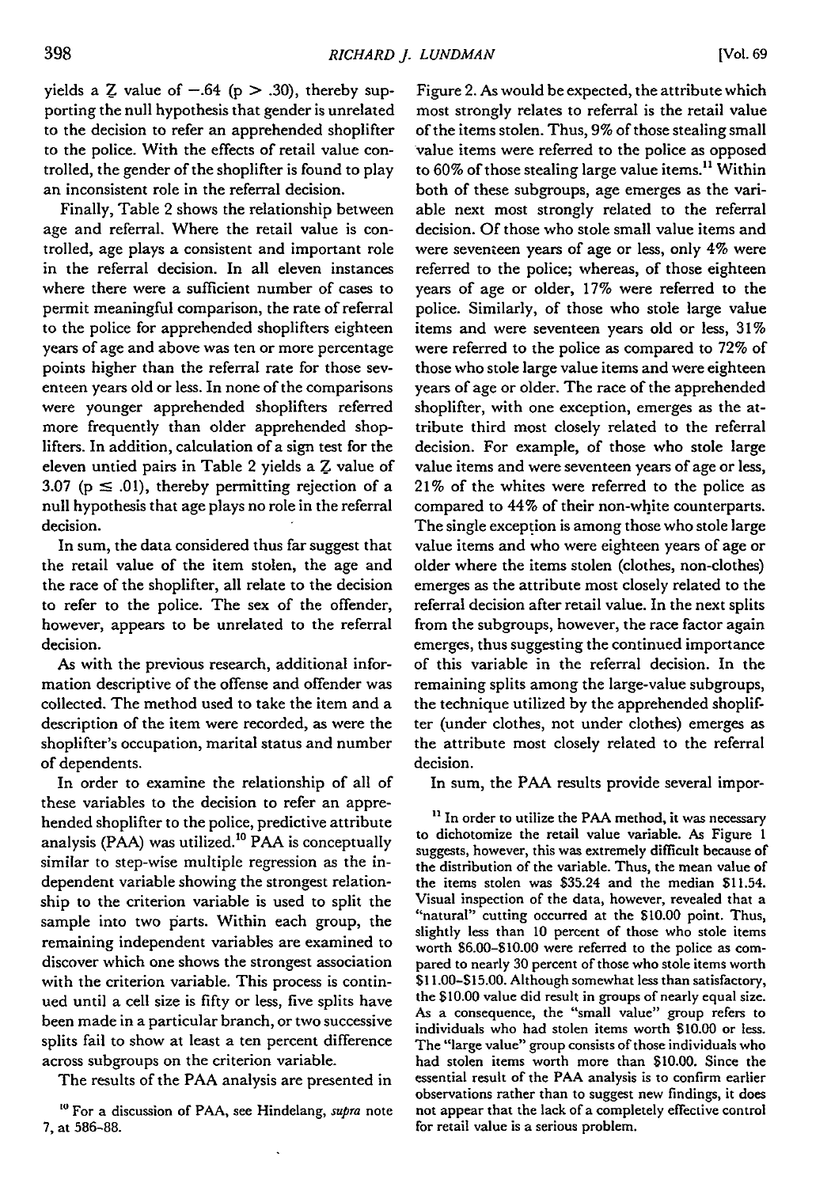yields a $Z$ value of $-.64$ ($p > .30$), thereby supporting the null hypothesis that gender is unrelated to the decision to refer an apprehended shoplifter to the police. With the effects of retail value controlled, the gender of the shoplifter is found to play an inconsistent role in the referral decision.

Finally, Table 2 shows the relationship between age and referral. Where the retail value is controlled, age plays a consistent and important role in the referral decision. In all eleven instances where there were a sufficient number of cases to permit meaningful comparison, the rate of referral to the police for apprehended shoplifters eighteen years of age and above was ten or more percentage points higher than the referral rate for those seventeen years old or less. In none of the comparisons were younger apprehended shoplifters referred more frequently than older apprehended shoplifters. In addition, calculation of a sign test for the eleven untied pairs in Table 2 yields a $Z$ value of 3.07 ($p \leq .01$), thereby permitting rejection of a null hypothesis that age plays no role in the referral decision.

In sum, the data considered thus far suggest that the retail value of the item stolen, the age and the race of the shoplifter, all relate to the decision to refer to the police. The sex of the offender, however, appears to be unrelated to the referral decision.

As with the previous research, additional information descriptive of the offense and offender was collected. The method used to take the item and a description of the item were recorded, as were the shoplifter's occupation, marital status and number of dependents.

In order to examine the relationship of all of these variables to the decision to refer an apprehended shoplifter to the police, predictive attribute analysis (PAA) was utilized.[10] PAA is conceptually similar to step-wise multiple regression as the independent variable showing the strongest relationship to the criterion variable is used to split the sample into two parts. Within each group, the remaining independent variables are examined to discover which one shows the strongest association with the criterion variable. This process is continued until a cell size is fifty or less, five splits have been made in a particular branch, or two successive splits fail to show at least a ten percent difference across subgroups on the criterion variable.

The results of the PAA analysis are presented in Figure 2. As would be expected, the attribute which most strongly relates to referral is the retail value of the items stolen. Thus, 9% of those stealing small value items were referred to the police as opposed to 60% of those stealing large value items.[11] Within both of these subgroups, age emerges as the variable next most strongly related to the referral decision. Of those who stole small value items and were seventeen years of age or less, only 4% were referred to the police; whereas, of those eighteen years of age or older, 17% were referred to the police. Similarly, of those who stole large value items and were seventeen years old or less, 31% were referred to the police as compared to 72% of those who stole large value items and were eighteen years of age or older. The race of the apprehended shoplifter, with one exception, emerges as the attribute third most closely related to the referral decision. For example, of those who stole large value items and were seventeen years of age or less, 21% of the whites were referred to the police as compared to 44% of their non-white counterparts. The single exception is among those who stole large value items and who were eighteen years of age or older where the items stolen (clothes, non-clothes) emerges as the attribute most closely related to the referral decision after retail value. In the next splits from the subgroups, however, the race factor again emerges, thus suggesting the continued importance of this variable in the referral decision. In the remaining splits among the large-value subgroups, the technique utilized by the apprehended shoplifter (under clothes, not under clothes) emerges as the attribute most closely related to the referral decision.

In sum, the PAA results provide several impor-

[10] For a discussion of PAA, see Hindelang, *supra* note 7, at 586–88.

[11] In order to utilize the PAA method, it was necessary to dichotomize the retail value variable. As Figure 1 suggests, however, this was extremely difficult because of the distribution of the variable. Thus, the mean value of the items stolen was $35.24 and the median $11.54. Visual inspection of the data, however, revealed that a "natural" cutting occurred at the $10.00 point. Thus, slightly less than 10 percent of those who stole items worth $6.00–$10.00 were referred to the police as compared to nearly 30 percent of those who stole items worth $11.00–$15.00. Although somewhat less than satisfactory, the $10.00 value did result in groups of nearly equal size. As a consequence, the "small value" group refers to individuals who had stolen items worth $10.00 or less. The "large value" group consists of those individuals who had stolen items worth more than $10.00. Since the essential result of the PAA analysis is to confirm earlier observations rather than to suggest new findings, it does not appear that the lack of a completely effective control for retail value is a serious problem.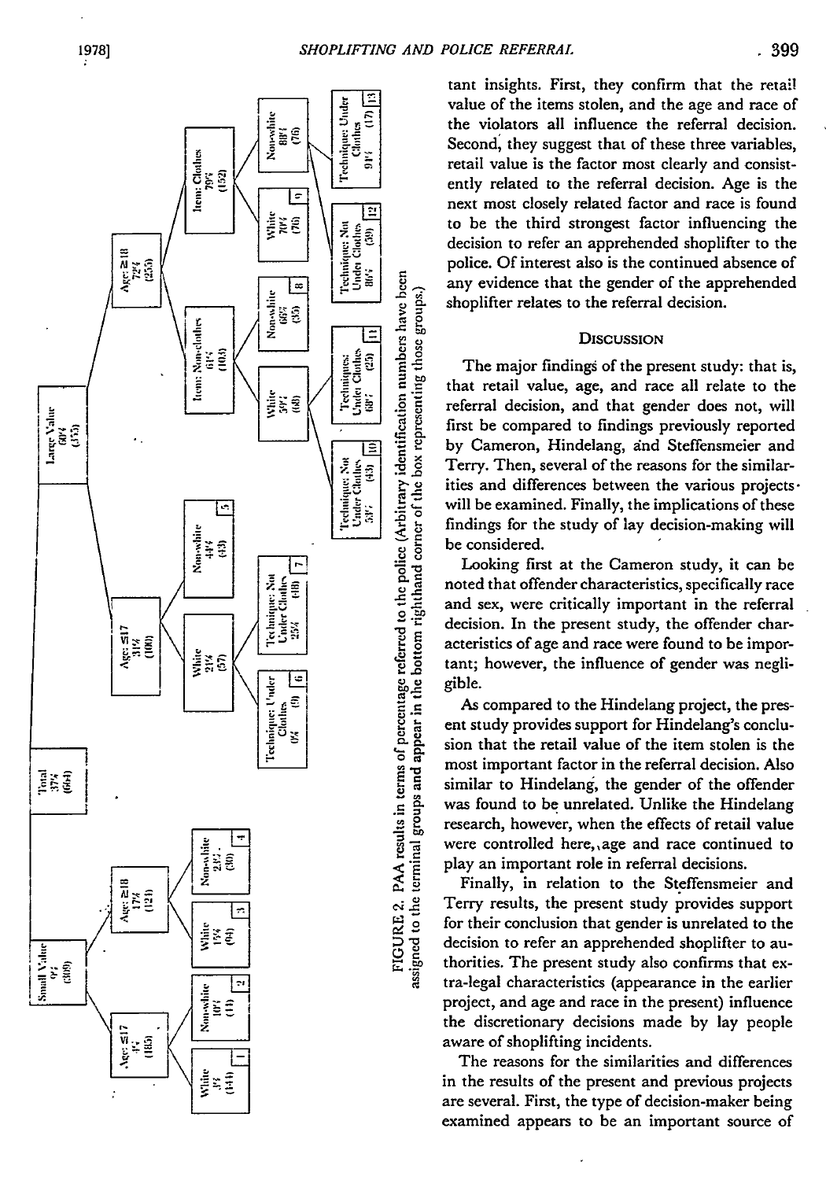- Total 37% (644)
  - Small Value 9% (309)
    - Age ≤17 4% (185)
      - White 3% (144) [1]
      - Nonwhite 10% (41) [2]
    - Age ≥18 17% (124)
      - White 15% (94) [3]
      - Nonwhite 23% (30) [4]
  - Large Value 60% (355)
    - Age ≤17 31% (100)
      - White 21% (57)
        - Technique: Under Clothes 0% (9) [6]
        - Technique: Not Under Clothes 25% (48) [7]
      - Nonwhite 44% (43) [5]
    - Age ≥18 72% (255)
      - Item: Nonclothes 61% (103)
        - White 59% (68)
          - Technique: Not Under Clothes 53% (43) [10]
          - Techniques: Under Clothes 68% (25) [11]
        - Nonwhite 66% (35) [8]
      - Item: Clothes 79% (152)
        - White 70% (76) [9]
        - Nonwhite 88% (76)
          - Technique: Not Under Clothes 86% (59) [12]
          - Technique: Under Clothes 94% (17) [13]

FIGURE 2. PAA results in terms of percentage referred to the police (Arbitrary identification numbers have been assigned to the terminal groups and appear in the bottom righthand corner of the box representing those groups.)

tant insights. First, they confirm that the retail value of the items stolen, and the age and race of the violators all influence the referral decision. Second, they suggest that of these three variables, retail value is the factor most clearly and consistently related to the referral decision. Age is the next most closely related factor and race is found to be the third strongest factor influencing the decision to refer an apprehended shoplifter to the police. Of interest also is the continued absence of any evidence that the gender of the apprehended shoplifter relates to the referral decision.

## Discussion

The major findings of the present study: that is, that retail value, age, and race all relate to the referral decision, and that gender does not, will first be compared to findings previously reported by Cameron, Hindelang, and Steffensmeier and Terry. Then, several of the reasons for the similarities and differences between the various projects will be examined. Finally, the implications of these findings for the study of lay decision-making will be considered.

Looking first at the Cameron study, it can be noted that offender characteristics, specifically race and sex, were critically important in the referral decision. In the present study, the offender characteristics of age and race were found to be important; however, the influence of gender was negligible.

As compared to the Hindelang project, the present study provides support for Hindelang's conclusion that the retail value of the item stolen is the most important factor in the referral decision. Also similar to Hindelang, the gender of the offender was found to be unrelated. Unlike the Hindelang research, however, when the effects of retail value were controlled here, age and race continued to play an important role in referral decisions.

Finally, in relation to the Steffensmeier and Terry results, the present study provides support for their conclusion that gender is unrelated to the decision to refer an apprehended shoplifter to authorities. The present study also confirms that extra-legal characteristics (appearance in the earlier project, and age and race in the present) influence the discretionary decisions made by lay people aware of shoplifting incidents.

The reasons for the similarities and differences in the results of the present and previous projects are several. First, the type of decision-maker being examined appears to be an important source of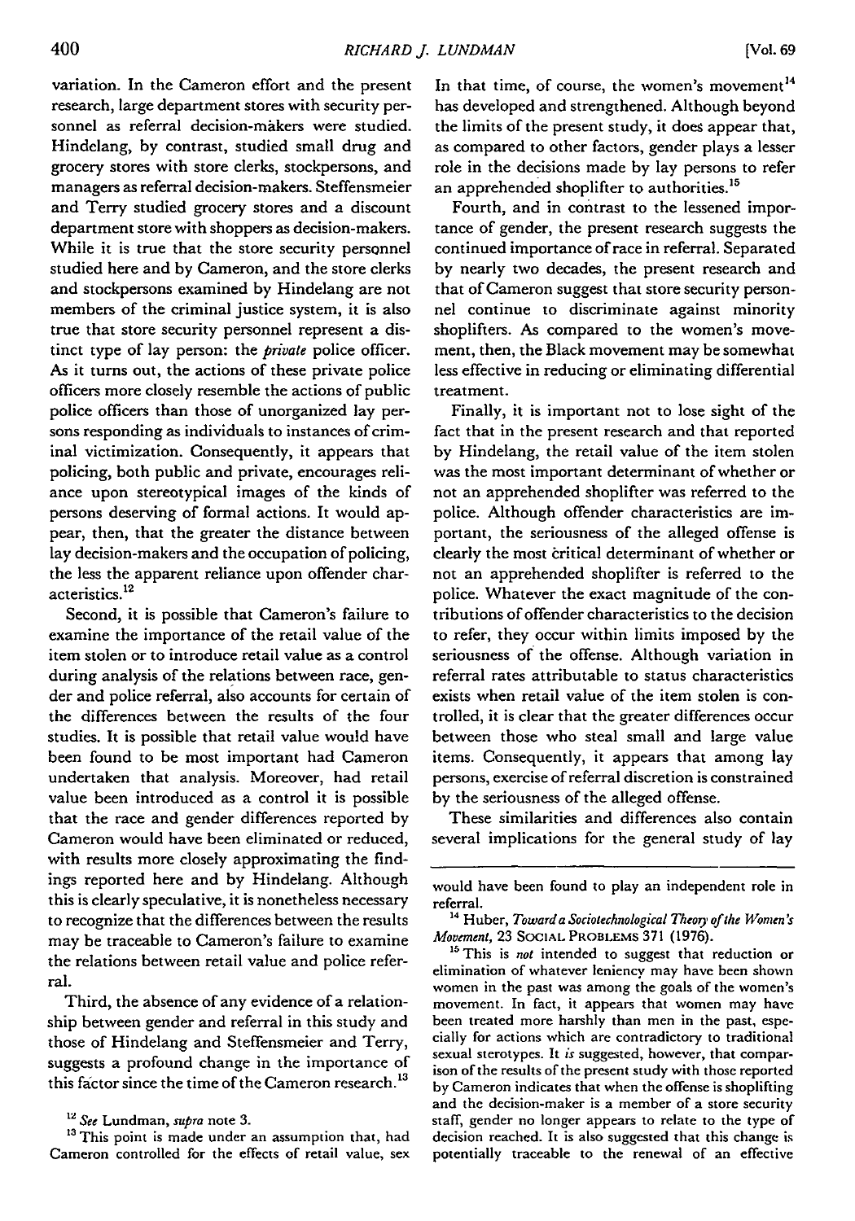variation. In the Cameron effort and the present research, large department stores with security personnel as referral decision-makers were studied. Hindelang, by contrast, studied small drug and grocery stores with store clerks, stockpersons, and managers as referral decision-makers. Steffensmeier and Terry studied grocery stores and a discount department store with shoppers as decision-makers. While it is true that the store security personnel studied here and by Cameron, and the store clerks and stockpersons examined by Hindelang are not members of the criminal justice system, it is also true that store security personnel represent a distinct type of lay person: the *private* police officer. As it turns out, the actions of these private police officers more closely resemble the actions of public police officers than those of unorganized lay persons responding as individuals to instances of criminal victimization. Consequently, it appears that policing, both public and private, encourages reliance upon stereotypical images of the kinds of persons deserving of formal actions. It would appear, then, that the greater the distance between lay decision-makers and the occupation of policing, the less the apparent reliance upon offender characteristics.[12]

Second, it is possible that Cameron's failure to examine the importance of the retail value of the item stolen or to introduce retail value as a control during analysis of the relations between race, gender and police referral, also accounts for certain of the differences between the results of the four studies. It is possible that retail value would have been found to be most important had Cameron undertaken that analysis. Moreover, had retail value been introduced as a control it is possible that the race and gender differences reported by Cameron would have been eliminated or reduced, with results more closely approximating the findings reported here and by Hindelang. Although this is clearly speculative, it is nonetheless necessary to recognize that the differences between the results may be traceable to Cameron's failure to examine the relations between retail value and police referral.

Third, the absence of any evidence of a relationship between gender and referral in this study and those of Hindelang and Steffensmeier and Terry, suggests a profound change in the importance of this factor since the time of the Cameron research.[13] In that time, of course, the women's movement[14] has developed and strengthened. Although beyond the limits of the present study, it does appear that, as compared to other factors, gender plays a lesser role in the decisions made by lay persons to refer an apprehended shoplifter to authorities.[15]

Fourth, and in contrast to the lessened importance of gender, the present research suggests the continued importance of race in referral. Separated by nearly two decades, the present research and that of Cameron suggest that store security personnel continue to discriminate against minority shoplifters. As compared to the women's movement, then, the Black movement may be somewhat less effective in reducing or eliminating differential treatment.

Finally, it is important not to lose sight of the fact that in the present research and that reported by Hindelang, the retail value of the item stolen was the most important determinant of whether or not an apprehended shoplifter was referred to the police. Although offender characteristics are important, the seriousness of the alleged offense is clearly the most critical determinant of whether or not an apprehended shoplifter is referred to the police. Whatever the exact magnitude of the contributions of offender characteristics to the decision to refer, they occur within limits imposed by the seriousness of the offense. Although variation in referral rates attributable to status characteristics exists when retail value of the item stolen is controlled, it is clear that the greater differences occur between those who steal small and large value items. Consequently, it appears that among lay persons, exercise of referral discretion is constrained by the seriousness of the alleged offense.

These similarities and differences also contain several implications for the general study of lay

---

[12] *See* Lundman, *supra* note 3.

[13] This point is made under an assumption that, had Cameron controlled for the effects of retail value, sex would have been found to play an independent role in referral.

[14] Huber, *Toward a Sociotechnological Theory of the Women's Movement,* 23 SOCIAL PROBLEMS 371 (1976).

[15] This is *not* intended to suggest that reduction or elimination of whatever leniency may have been shown women in the past was among the goals of the women's movement. In fact, it appears that women may have been treated more harshly than men in the past, especially for actions which are contradictory to traditional sexual sterotypes. It *is* suggested, however, that comparison of the results of the present study with those reported by Cameron indicates that when the offense is shoplifting and the decision-maker is a member of a store security staff, gender no longer appears to relate to the type of decision reached. It is also suggested that this change is potentially traceable to the renewal of an effective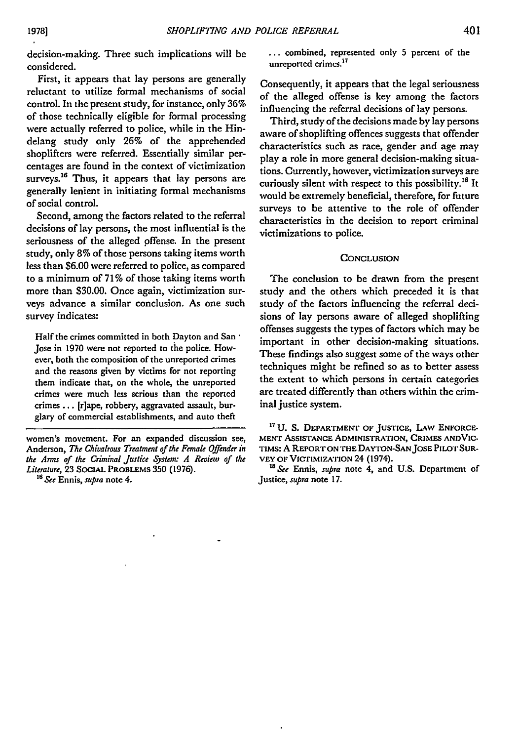decision-making. Three such implications will be considered.

First, it appears that lay persons are generally reluctant to utilize formal mechanisms of social control. In the present study, for instance, only 36% of those technically eligible for formal processing were actually referred to police, while in the Hindelang study only 26% of the apprehended shoplifters were referred. Essentially similar percentages are found in the context of victimization surveys.[16] Thus, it appears that lay persons are generally lenient in initiating formal mechanisms of social control.

Second, among the factors related to the referral decisions of lay persons, the most influential is the seriousness of the alleged offense. In the present study, only 8% of those persons taking items worth less than $6.00 were referred to police, as compared to a minimum of 71% of those taking items worth more than $30.00. Once again, victimization surveys advance a similar conclusion. As one such survey indicates:

> Half the crimes committed in both Dayton and San Jose in 1970 were not reported to the police. However, both the composition of the unreported crimes and the reasons given by victims for not reporting them indicate that, on the whole, the unreported crimes were much less serious than the reported crimes ... [r]ape, robbery, aggravated assault, burglary of commercial establishments, and auto theft ... combined, represented only 5 percent of the unreported crimes.[17]

Consequently, it appears that the legal seriousness of the alleged offense is key among the factors influencing the referral decisions of lay persons.

Third, study of the decisions made by lay persons aware of shoplifting offences suggests that offender characteristics such as race, gender and age may play a role in more general decision-making situations. Currently, however, victimization surveys are curiously silent with respect to this possibility.[18] It would be extremely beneficial, therefore, for future surveys to be attentive to the role of offender characteristics in the decision to report criminal victimizations to police.

## CONCLUSION

The conclusion to be drawn from the present study and the others which preceded it is that study of the factors influencing the referral decisions of lay persons aware of alleged shoplifting offenses suggests the types of factors which may be important in other decision-making situations. These findings also suggest some of the ways other techniques might be refined so as to better assess the extent to which persons in certain categories are treated differently than others within the criminal justice system.

---

women's movement. For an expanded discussion see, Anderson, *The Chivalrous Treatment of the Female Offender in the Arms of the Criminal Justice System: A Review of the Literature*, 23 SOCIAL PROBLEMS 350 (1976).

[16] *See* Ennis, *supra* note 4.

[17] U. S. DEPARTMENT OF JUSTICE, LAW ENFORCEMENT ASSISTANCE ADMINISTRATION, CRIMES AND VICTIMS: A REPORT ON THE DAYTON-SAN JOSE PILOT SURVEY OF VICTIMIZATION 24 (1974).

[18] *See* Ennis, *supra* note 4, and U.S. Department of Justice, *supra* note 17.